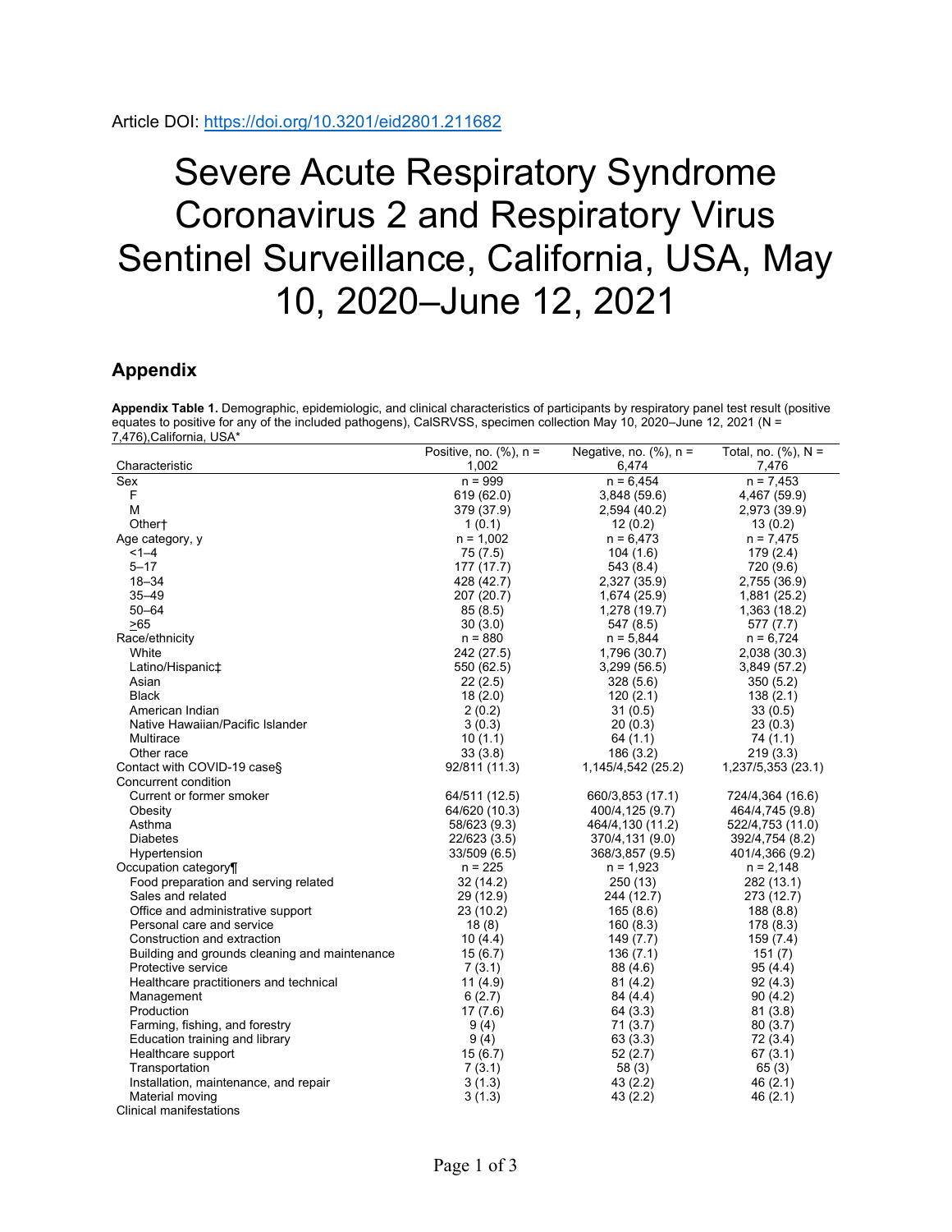Article DOI: https://doi.org/10.3201/eid2801.211682

# Severe Acute Respiratory Syndrome Coronavirus 2 and Respiratory Virus Sentinel Surveillance, California, USA, May 10, 2020–June 12, 2021

## Appendix

**Appendix Table 1.** Demographic, epidemiologic, and clinical characteristics of participants by respiratory panel test result (positive equates to positive for any of the included pathogens), CalSRVSS, specimen collection May 10, 2020–June 12, 2021 (N = 7,476),California, USA*

| Characteristic | Positive, no. (%), n = 1,002 | Negative, no. (%), n = 6,474 | Total, no. (%), N = 7,476 |
|---|---|---|---|
| Sex | n = 999 | n = 6,454 | n = 7,453 |
| F | 619 (62.0) | 3,848 (59.6) | 4,467 (59.9) |
| M | 379 (37.9) | 2,594 (40.2) | 2,973 (39.9) |
| Other† | 1 (0.1) | 12 (0.2) | 13 (0.2) |
| Age category, y | n = 1,002 | n = 6,473 | n = 7,475 |
| <1–4 | 75 (7.5) | 104 (1.6) | 179 (2.4) |
| 5–17 | 177 (17.7) | 543 (8.4) | 720 (9.6) |
| 18–34 | 428 (42.7) | 2,327 (35.9) | 2,755 (36.9) |
| 35–49 | 207 (20.7) | 1,674 (25.9) | 1,881 (25.2) |
| 50–64 | 85 (8.5) | 1,278 (19.7) | 1,363 (18.2) |
| ≥65 | 30 (3.0) | 547 (8.5) | 577 (7.7) |
| Race/ethnicity | n = 880 | n = 5,844 | n = 6,724 |
| White | 242 (27.5) | 1,796 (30.7) | 2,038 (30.3) |
| Latino/Hispanic‡ | 550 (62.5) | 3,299 (56.5) | 3,849 (57.2) |
| Asian | 22 (2.5) | 328 (5.6) | 350 (5.2) |
| Black | 18 (2.0) | 120 (2.1) | 138 (2.1) |
| American Indian | 2 (0.2) | 31 (0.5) | 33 (0.5) |
| Native Hawaiian/Pacific Islander | 3 (0.3) | 20 (0.3) | 23 (0.3) |
| Multirace | 10 (1.1) | 64 (1.1) | 74 (1.1) |
| Other race | 33 (3.8) | 186 (3.2) | 219 (3.3) |
| Contact with COVID-19 case§ | 92/811 (11.3) | 1,145/4,542 (25.2) | 1,237/5,353 (23.1) |
| Concurrent condition | | | |
| Current or former smoker | 64/511 (12.5) | 660/3,853 (17.1) | 724/4,364 (16.6) |
| Obesity | 64/620 (10.3) | 400/4,125 (9.7) | 464/4,745 (9.8) |
| Asthma | 58/623 (9.3) | 464/4,130 (11.2) | 522/4,753 (11.0) |
| Diabetes | 22/623 (3.5) | 370/4,131 (9.0) | 392/4,754 (8.2) |
| Hypertension | 33/509 (6.5) | 368/3,857 (9.5) | 401/4,366 (9.2) |
| Occupation category¶ | n = 225 | n = 1,923 | n = 2,148 |
| Food preparation and serving related | 32 (14.2) | 250 (13) | 282 (13.1) |
| Sales and related | 29 (12.9) | 244 (12.7) | 273 (12.7) |
| Office and administrative support | 23 (10.2) | 165 (8.6) | 188 (8.8) |
| Personal care and service | 18 (8) | 160 (8.3) | 178 (8.3) |
| Construction and extraction | 10 (4.4) | 149 (7.7) | 159 (7.4) |
| Building and grounds cleaning and maintenance | 15 (6.7) | 136 (7.1) | 151 (7) |
| Protective service | 7 (3.1) | 88 (4.6) | 95 (4.4) |
| Healthcare practitioners and technical | 11 (4.9) | 81 (4.2) | 92 (4.3) |
| Management | 6 (2.7) | 84 (4.4) | 90 (4.2) |
| Production | 17 (7.6) | 64 (3.3) | 81 (3.8) |
| Farming, fishing, and forestry | 9 (4) | 71 (3.7) | 80 (3.7) |
| Education training and library | 9 (4) | 63 (3.3) | 72 (3.4) |
| Healthcare support | 15 (6.7) | 52 (2.7) | 67 (3.1) |
| Transportation | 7 (3.1) | 58 (3) | 65 (3) |
| Installation, maintenance, and repair | 3 (1.3) | 43 (2.2) | 46 (2.1) |
| Material moving | 3 (1.3) | 43 (2.2) | 46 (2.1) |
| Clinical manifestations | | | |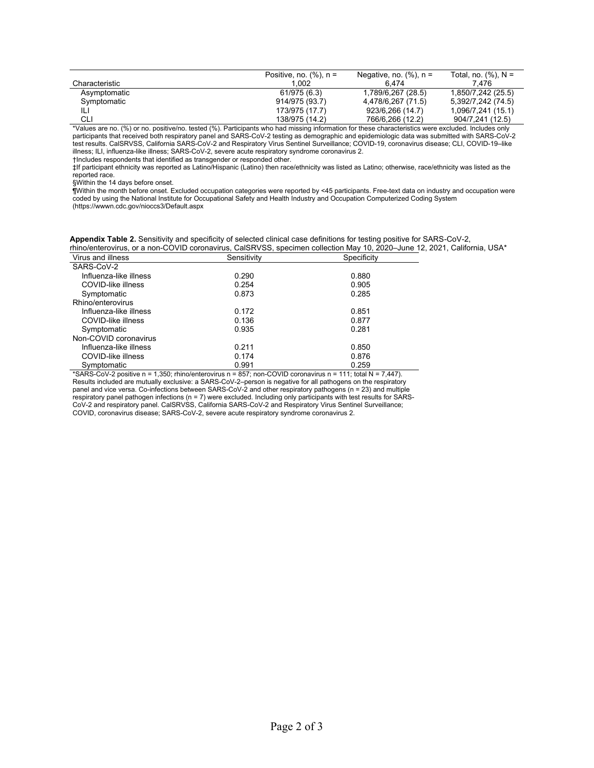| Characteristic | Positive, no. (%), n = 1,002 | Negative, no. (%), n = 6,474 | Total, no. (%), N = 7,476 |
|---|---|---|---|
| Asymptomatic | 61/975 (6.3) | 1,789/6,267 (28.5) | 1,850/7,242 (25.5) |
| Symptomatic | 914/975 (93.7) | 4,478/6,267 (71.5) | 5,392/7,242 (74.5) |
| ILI | 173/975 (17.7) | 923/6,266 (14.7) | 1,096/7,241 (15.1) |
| CLI | 138/975 (14.2) | 766/6,266 (12.2) | 904/7,241 (12.5) |

*Values are no. (%) or no. positive/no. tested (%). Participants who had missing information for these characteristics were excluded. Includes only participants that received both respiratory panel and SARS-CoV-2 testing as demographic and epidemiologic data was submitted with SARS-CoV-2 test results. CalSRVSS, California SARS-CoV-2 and Respiratory Virus Sentinel Surveillance; COVID-19, coronavirus disease; CLI, COVID-19–like illness; ILI, influenza-like illness; SARS-CoV-2, severe acute respiratory syndrome coronavirus 2.

†Includes respondents that identified as transgender or responded other.

‡If participant ethnicity was reported as Latino/Hispanic (Latino) then race/ethnicity was listed as Latino; otherwise, race/ethnicity was listed as the reported race.

§Within the 14 days before onset.

¶Within the month before onset. Excluded occupation categories were reported by <45 participants. Free-text data on industry and occupation were coded by using the National Institute for Occupational Safety and Health Industry and Occupation Computerized Coding System (https://wwwn.cdc.gov/nioccs3/Default.aspx

**Appendix Table 2.** Sensitivity and specificity of selected clinical case definitions for testing positive for SARS-CoV-2, rhino/enterovirus, or a non-COVID coronavirus, CalSRVSS, specimen collection May 10, 2020–June 12, 2021, California, USA*

| Virus and illness | Sensitivity | Specificity |
|---|---|---|
| SARS-CoV-2 | | |
| Influenza-like illness | 0.290 | 0.880 |
| COVID-like illness | 0.254 | 0.905 |
| Symptomatic | 0.873 | 0.285 |
| Rhino/enterovirus | | |
| Influenza-like illness | 0.172 | 0.851 |
| COVID-like illness | 0.136 | 0.877 |
| Symptomatic | 0.935 | 0.281 |
| Non-COVID coronavirus | | |
| Influenza-like illness | 0.211 | 0.850 |
| COVID-like illness | 0.174 | 0.876 |
| Symptomatic | 0.991 | 0.259 |

*SARS-CoV-2 positive n = 1,350; rhino/enterovirus n = 857; non-COVID coronavirus n = 111; total N = 7,447). Results included are mutually exclusive: a SARS-CoV-2–person is negative for all pathogens on the respiratory panel and vice versa. Co-infections between SARS-CoV-2 and other respiratory pathogens (n = 23) and multiple respiratory panel pathogen infections (n = 7) were excluded. Including only participants with test results for SARS-CoV-2 and respiratory panel. CalSRVSS, California SARS-CoV-2 and Respiratory Virus Sentinel Surveillance; COVID, coronavirus disease; SARS-CoV-2, severe acute respiratory syndrome coronavirus 2.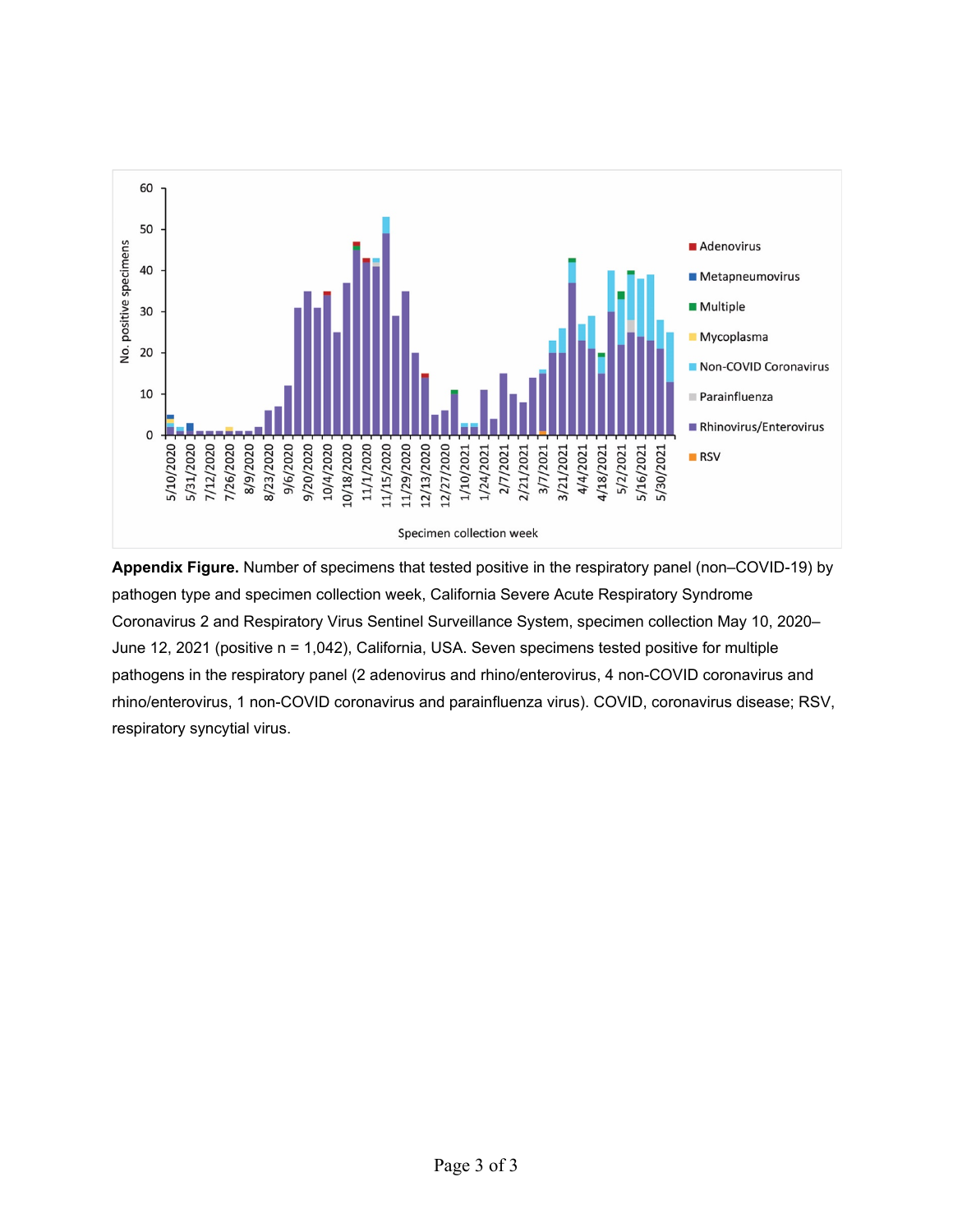60
50
40
30
20
10
0

No. positive specimens

5/10/2020
5/31/2020
7/12/2020
7/26/2020
8/9/2020
8/23/2020
9/6/2020
9/20/2020
10/4/2020
10/18/2020
11/1/2020
11/15/2020
11/29/2020
12/13/2020
12/27/2020
1/10/2021
1/24/2021
2/7/2021
2/21/2021
3/7/2021
3/21/2021
4/4/2021
4/18/2021
5/2/2021
5/16/2021
5/30/2021

Specimen collection week

Adenovirus
Metapneumovirus
Multiple
Mycoplasma
Non-COVID Coronavirus
Parainfluenza
Rhinovirus/Enterovirus
RSV

**Appendix Figure.** Number of specimens that tested positive in the respiratory panel (non–COVID-19) by pathogen type and specimen collection week, California Severe Acute Respiratory Syndrome Coronavirus 2 and Respiratory Virus Sentinel Surveillance System, specimen collection May 10, 2020–June 12, 2021 (positive n = 1,042), California, USA. Seven specimens tested positive for multiple pathogens in the respiratory panel (2 adenovirus and rhino/enterovirus, 4 non-COVID coronavirus and rhino/enterovirus, 1 non-COVID coronavirus and parainfluenza virus). COVID, coronavirus disease; RSV, respiratory syncytial virus.